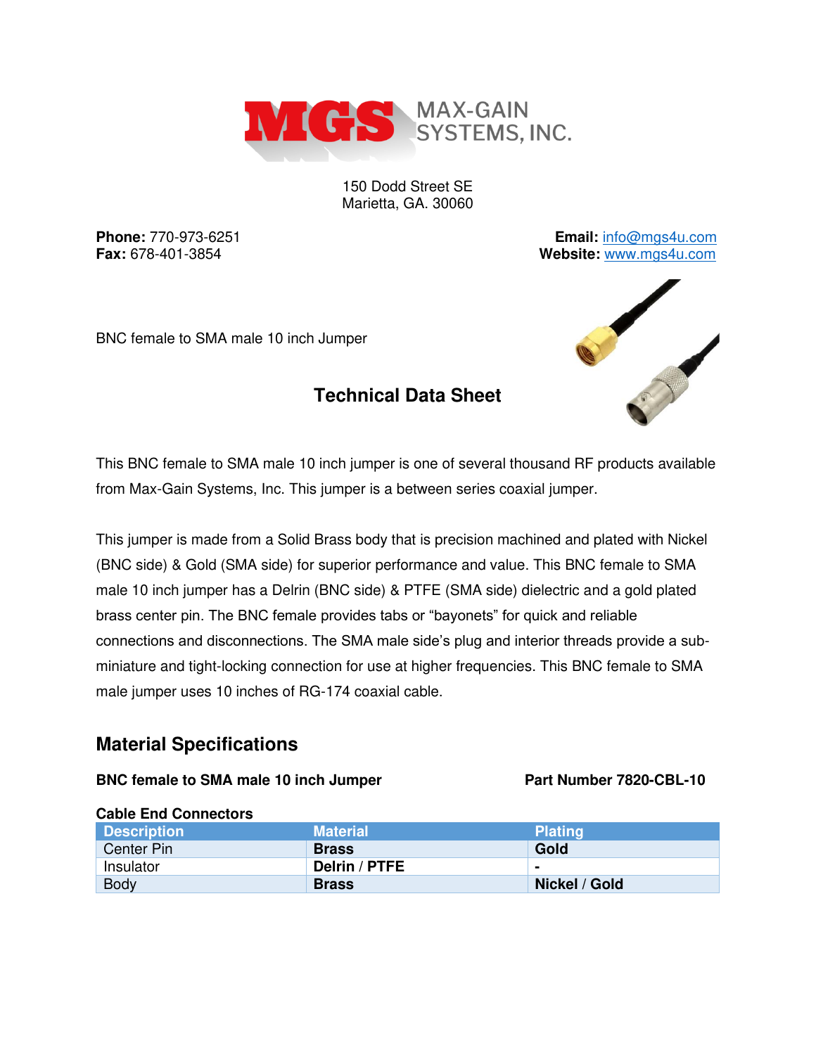MAX-GAIN SYSTEMS, INC.

150 Dodd Street SE
Marietta, GA. 30060

**Phone:** 770-973-6251
**Fax:** 678-401-3854

**Email:** info@mgs4u.com
**Website:** www.mgs4u.com

BNC female to SMA male 10 inch Jumper

## Technical Data Sheet

This BNC female to SMA male 10 inch jumper is one of several thousand RF products available from Max-Gain Systems, Inc. This jumper is a between series coaxial jumper.

This jumper is made from a Solid Brass body that is precision machined and plated with Nickel (BNC side) & Gold (SMA side) for superior performance and value. This BNC female to SMA male 10 inch jumper has a Delrin (BNC side) & PTFE (SMA side) dielectric and a gold plated brass center pin. The BNC female provides tabs or "bayonets" for quick and reliable connections and disconnections. The SMA male side's plug and interior threads provide a sub-miniature and tight-locking connection for use at higher frequencies. This BNC female to SMA male jumper uses 10 inches of RG-174 coaxial cable.

## Material Specifications

**BNC female to SMA male 10 inch Jumper** **Part Number 7820-CBL-10**

**Cable End Connectors**

| Description | Material | Plating |
|---|---|---|
| Center Pin | **Brass** | **Gold** |
| Insulator | **Delrin / PTFE** | **-** |
| Body | **Brass** | **Nickel / Gold** |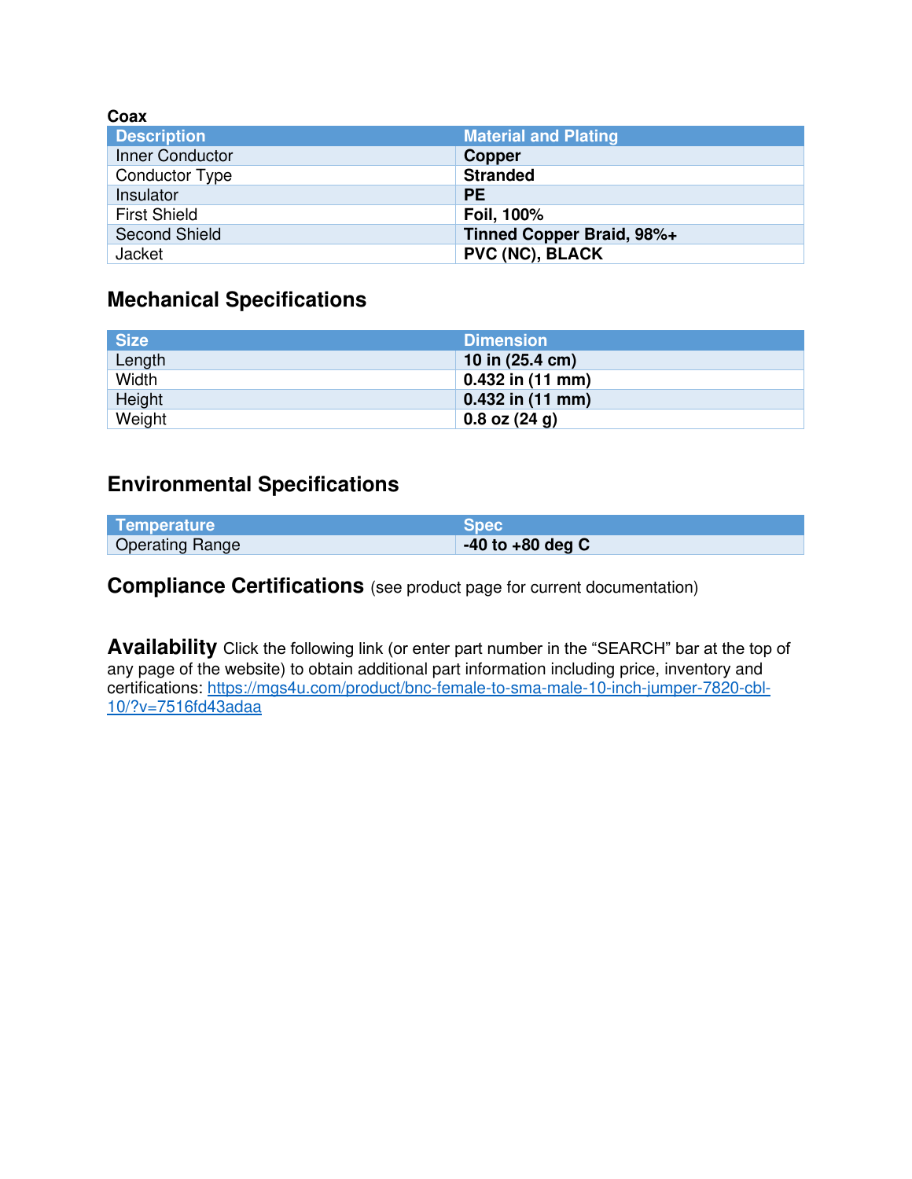**Coax**

| Description | Material and Plating |
| --- | --- |
| Inner Conductor | **Copper** |
| Conductor Type | **Stranded** |
| Insulator | **PE** |
| First Shield | **Foil, 100%** |
| Second Shield | **Tinned Copper Braid, 98%+** |
| Jacket | **PVC (NC), BLACK** |

## Mechanical Specifications

| Size | Dimension |
| --- | --- |
| Length | **10 in (25.4 cm)** |
| Width | **0.432 in (11 mm)** |
| Height | **0.432 in (11 mm)** |
| Weight | **0.8 oz (24 g)** |

## Environmental Specifications

| Temperature | Spec |
| --- | --- |
| Operating Range | **-40 to +80 deg C** |

## Compliance Certifications (see product page for current documentation)

**Availability** Click the following link (or enter part number in the "SEARCH" bar at the top of any page of the website) to obtain additional part information including price, inventory and certifications: https://mgs4u.com/product/bnc-female-to-sma-male-10-inch-jumper-7820-cbl-10/?v=7516fd43adaa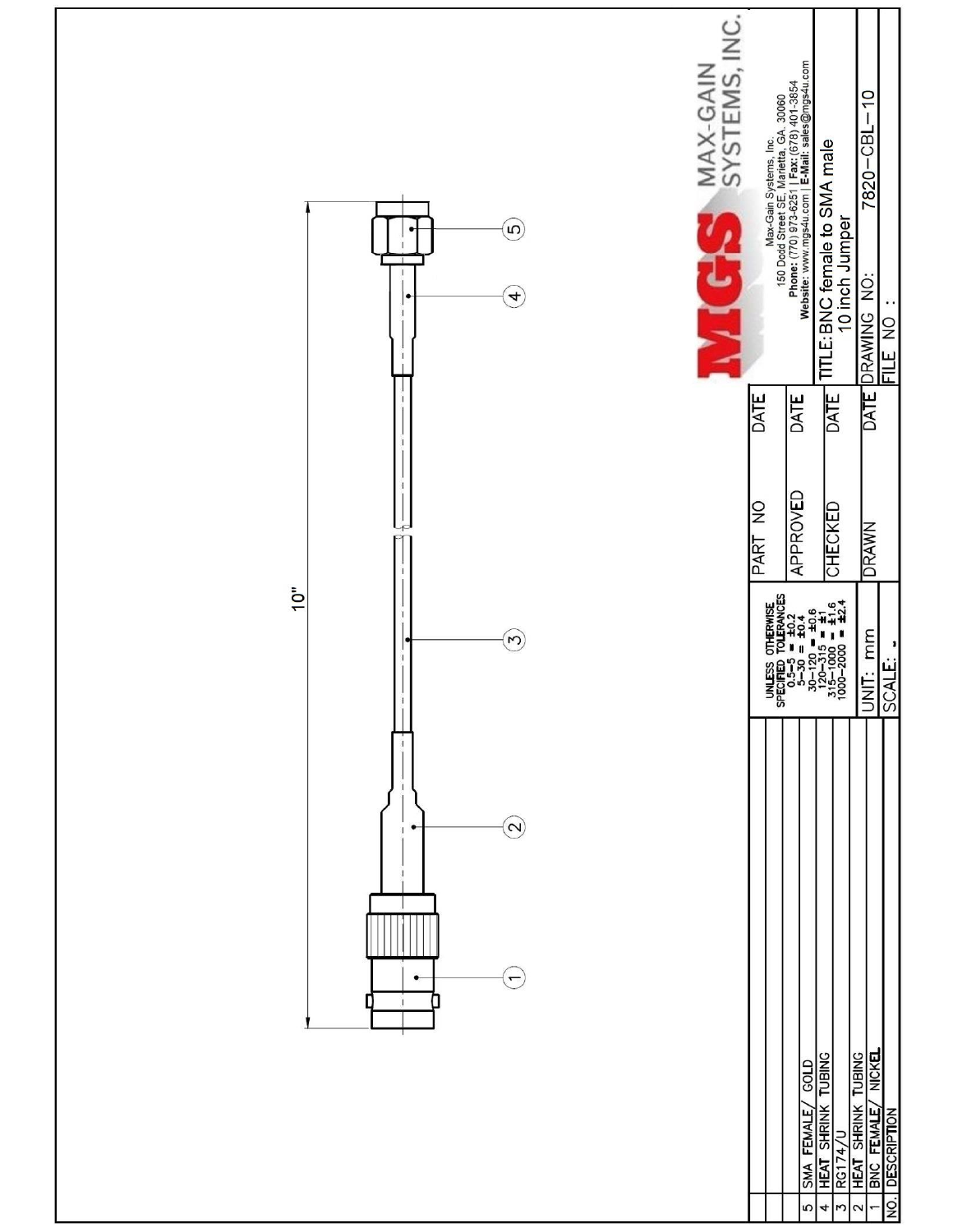10"

1
2
3
4
5

| NO. | DESCRIPTION |
| --- | --- |
| 5 | SMA FEMALE/ GOLD |
| 4 | HEAT SHRINK TUBING |
| 3 | RG174/U |
| 2 | HEAT SHRINK TUBING |
| 1 | BNC FEMALE/ NICKEL |

UNLESS OTHERWISE SPECIFIED TOLERANCES
0.5–5 = ±0.2
5–30 = ±0.4
30–120 = ±0.6
120–315 = ±1
315–1000 = ±1.6
1000–2000 = ±2.4

UNIT: mm

SCALE: ~

| | |
| --- | --- |
| PART NO | DATE |
| APPROVED | DATE |
| CHECKED | DATE |
| DRAWN | DATE |

MGS MAX-GAIN SYSTEMS, INC.

Max-Gain Systems, Inc.
150 Dodd Street SE, Marietta, GA 30060
**Phone:** (770) 973-6251 | **Fax:** (678) 401-3854
**Website:** www.mgs4u.com | **E-Mail:** sales@mgs4u.com

TITLE: BNC female to SMA male 10 inch Jumper

DRAWING NO: 7820-CBL-10

FILE NO :